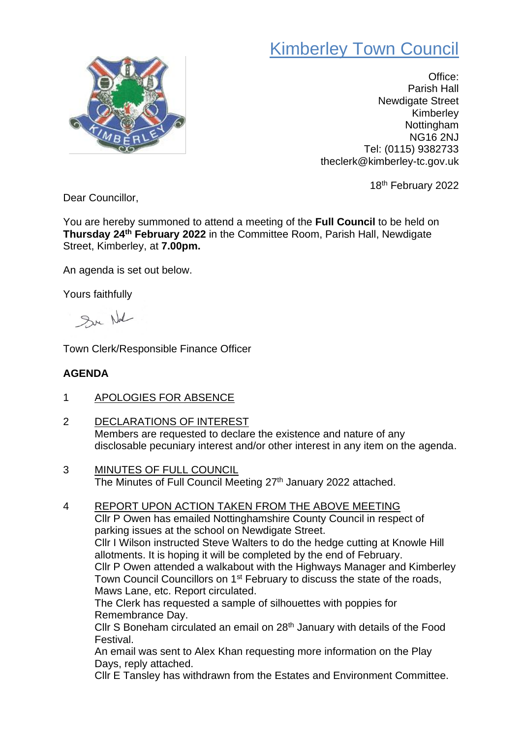# Kimberley Town Council

Office:
Parish Hall
Newdigate Street
Kimberley
Nottingham
NG16 2NJ
Tel: (0115) 9382733
theclerk@kimberley-tc.gov.uk

18th February 2022

Dear Councillor,

You are hereby summoned to attend a meeting of the **Full Council** to be held on **Thursday 24th February 2022** in the Committee Room, Parish Hall, Newdigate Street, Kimberley, at **7.00pm.**

An agenda is set out below.

Yours faithfully

Town Clerk/Responsible Finance Officer

**AGENDA**

1 APOLOGIES FOR ABSENCE

2 DECLARATIONS OF INTEREST
Members are requested to declare the existence and nature of any disclosable pecuniary interest and/or other interest in any item on the agenda.

3 MINUTES OF FULL COUNCIL
The Minutes of Full Council Meeting 27th January 2022 attached.

4 REPORT UPON ACTION TAKEN FROM THE ABOVE MEETING
Cllr P Owen has emailed Nottinghamshire County Council in respect of parking issues at the school on Newdigate Street.
Cllr I Wilson instructed Steve Walters to do the hedge cutting at Knowle Hill allotments. It is hoping it will be completed by the end of February.
Cllr P Owen attended a walkabout with the Highways Manager and Kimberley Town Council Councillors on 1st February to discuss the state of the roads, Maws Lane, etc. Report circulated.
The Clerk has requested a sample of silhouettes with poppies for Remembrance Day.
Cllr S Boneham circulated an email on 28th January with details of the Food Festival.
An email was sent to Alex Khan requesting more information on the Play Days, reply attached.
Cllr E Tansley has withdrawn from the Estates and Environment Committee.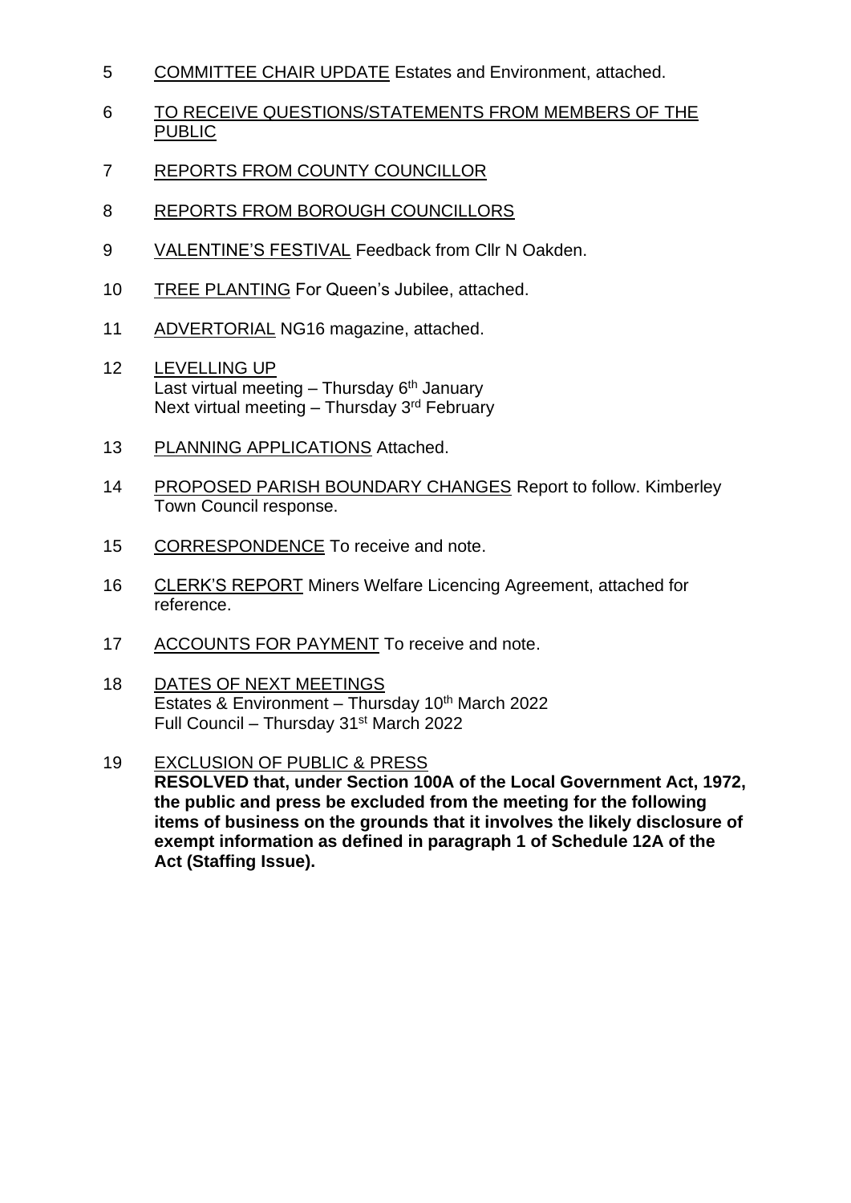5 COMMITTEE CHAIR UPDATE Estates and Environment, attached.

6 TO RECEIVE QUESTIONS/STATEMENTS FROM MEMBERS OF THE PUBLIC

7 REPORTS FROM COUNTY COUNCILLOR

8 REPORTS FROM BOROUGH COUNCILLORS

9 VALENTINE'S FESTIVAL Feedback from Cllr N Oakden.

10 TREE PLANTING For Queen's Jubilee, attached.

11 ADVERTORIAL NG16 magazine, attached.

12 LEVELLING UP
Last virtual meeting – Thursday 6th January
Next virtual meeting – Thursday 3rd February

13 PLANNING APPLICATIONS Attached.

14 PROPOSED PARISH BOUNDARY CHANGES Report to follow. Kimberley Town Council response.

15 CORRESPONDENCE To receive and note.

16 CLERK'S REPORT Miners Welfare Licencing Agreement, attached for reference.

17 ACCOUNTS FOR PAYMENT To receive and note.

18 DATES OF NEXT MEETINGS
Estates & Environment – Thursday 10th March 2022
Full Council – Thursday 31st March 2022

19 EXCLUSION OF PUBLIC & PRESS
**RESOLVED that, under Section 100A of the Local Government Act, 1972, the public and press be excluded from the meeting for the following items of business on the grounds that it involves the likely disclosure of exempt information as defined in paragraph 1 of Schedule 12A of the Act (Staffing Issue).**